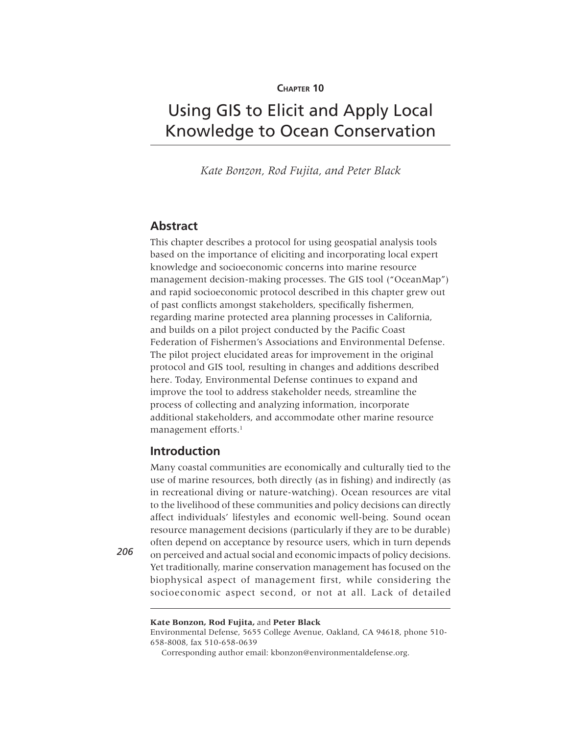**Chapter 10**

# Using GIS to Elicit and Apply Local Knowledge to Ocean Conservation

*Kate Bonzon, Rod Fujita, and Peter Black*

## Abstract

This chapter describes a protocol for using geospatial analysis tools based on the importance of eliciting and incorporating local expert knowledge and socioeconomic concerns into marine resource management decision-making processes. The GIS tool ("OceanMap") and rapid socioeconomic protocol described in this chapter grew out of past conflicts amongst stakeholders, specifically fishermen, regarding marine protected area planning processes in California, and builds on a pilot project conducted by the Pacific Coast Federation of Fishermen's Associations and Environmental Defense. The pilot project elucidated areas for improvement in the original protocol and GIS tool, resulting in changes and additions described here. Today, Environmental Defense continues to expand and improve the tool to address stakeholder needs, streamline the process of collecting and analyzing information, incorporate additional stakeholders, and accommodate other marine resource management efforts.[1]

## Introduction

Many coastal communities are economically and culturally tied to the use of marine resources, both directly (as in fishing) and indirectly (as in recreational diving or nature-watching). Ocean resources are vital to the livelihood of these communities and policy decisions can directly affect individuals' lifestyles and economic well-being. Sound ocean resource management decisions (particularly if they are to be durable) often depend on acceptance by resource users, which in turn depends on perceived and actual social and economic impacts of policy decisions. Yet traditionally, marine conservation management has focused on the biophysical aspect of management first, while considering the socioeconomic aspect second, or not at all. Lack of detailed

---

**Kate Bonzon, Rod Fujita,** and **Peter Black**
Environmental Defense, 5655 College Avenue, Oakland, CA 94618, phone 510-658-8008, fax 510-658-0639

Corresponding author email: kbonzon@environmentaldefense.org.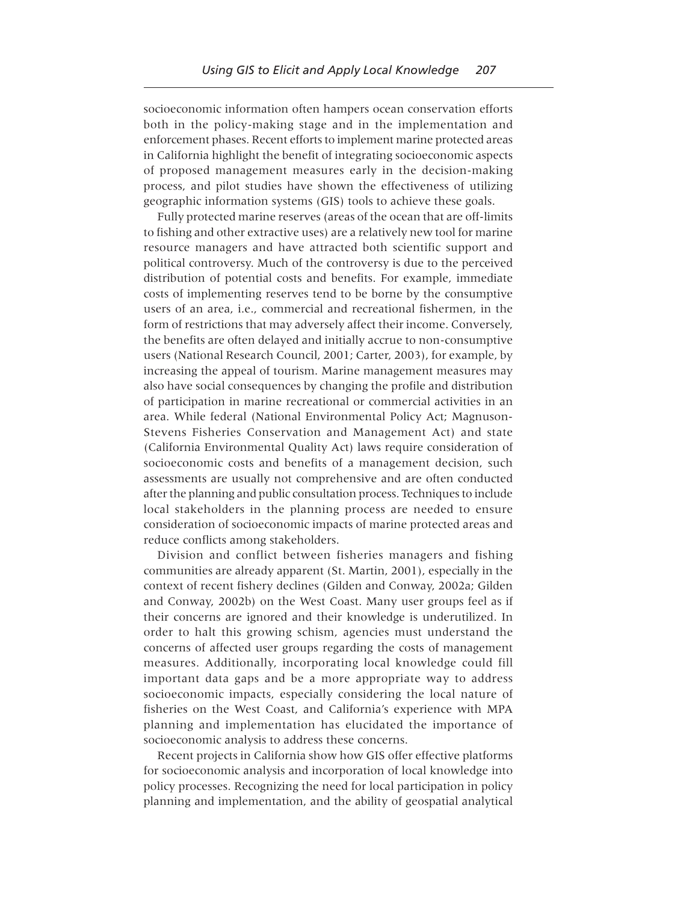socioeconomic information often hampers ocean conservation efforts both in the policy-making stage and in the implementation and enforcement phases. Recent efforts to implement marine protected areas in California highlight the benefit of integrating socioeconomic aspects of proposed management measures early in the decision-making process, and pilot studies have shown the effectiveness of utilizing geographic information systems (GIS) tools to achieve these goals.

Fully protected marine reserves (areas of the ocean that are off-limits to fishing and other extractive uses) are a relatively new tool for marine resource managers and have attracted both scientific support and political controversy. Much of the controversy is due to the perceived distribution of potential costs and benefits. For example, immediate costs of implementing reserves tend to be borne by the consumptive users of an area, i.e., commercial and recreational fishermen, in the form of restrictions that may adversely affect their income. Conversely, the benefits are often delayed and initially accrue to non-consumptive users (National Research Council, 2001; Carter, 2003), for example, by increasing the appeal of tourism. Marine management measures may also have social consequences by changing the profile and distribution of participation in marine recreational or commercial activities in an area. While federal (National Environmental Policy Act; Magnuson-Stevens Fisheries Conservation and Management Act) and state (California Environmental Quality Act) laws require consideration of socioeconomic costs and benefits of a management decision, such assessments are usually not comprehensive and are often conducted after the planning and public consultation process. Techniques to include local stakeholders in the planning process are needed to ensure consideration of socioeconomic impacts of marine protected areas and reduce conflicts among stakeholders.

Division and conflict between fisheries managers and fishing communities are already apparent (St. Martin, 2001), especially in the context of recent fishery declines (Gilden and Conway, 2002a; Gilden and Conway, 2002b) on the West Coast. Many user groups feel as if their concerns are ignored and their knowledge is underutilized. In order to halt this growing schism, agencies must understand the concerns of affected user groups regarding the costs of management measures. Additionally, incorporating local knowledge could fill important data gaps and be a more appropriate way to address socioeconomic impacts, especially considering the local nature of fisheries on the West Coast, and California's experience with MPA planning and implementation has elucidated the importance of socioeconomic analysis to address these concerns.

Recent projects in California show how GIS offer effective platforms for socioeconomic analysis and incorporation of local knowledge into policy processes. Recognizing the need for local participation in policy planning and implementation, and the ability of geospatial analytical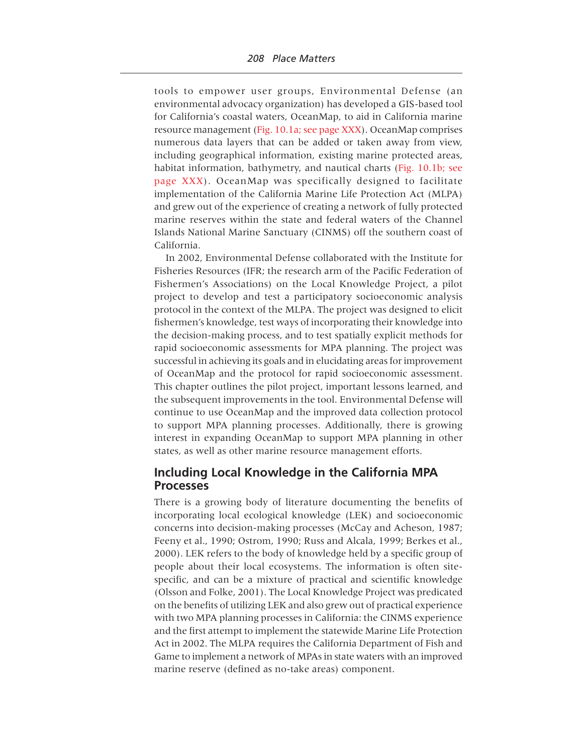tools to empower user groups, Environmental Defense (an environmental advocacy organization) has developed a GIS-based tool for California's coastal waters, OceanMap, to aid in California marine resource management (Fig. 10.1a; see page XXX). OceanMap comprises numerous data layers that can be added or taken away from view, including geographical information, existing marine protected areas, habitat information, bathymetry, and nautical charts (Fig. 10.1b; see page XXX). OceanMap was specifically designed to facilitate implementation of the California Marine Life Protection Act (MLPA) and grew out of the experience of creating a network of fully protected marine reserves within the state and federal waters of the Channel Islands National Marine Sanctuary (CINMS) off the southern coast of California.

In 2002, Environmental Defense collaborated with the Institute for Fisheries Resources (IFR; the research arm of the Pacific Federation of Fishermen's Associations) on the Local Knowledge Project, a pilot project to develop and test a participatory socioeconomic analysis protocol in the context of the MLPA. The project was designed to elicit fishermen's knowledge, test ways of incorporating their knowledge into the decision-making process, and to test spatially explicit methods for rapid socioeconomic assessments for MPA planning. The project was successful in achieving its goals and in elucidating areas for improvement of OceanMap and the protocol for rapid socioeconomic assessment. This chapter outlines the pilot project, important lessons learned, and the subsequent improvements in the tool. Environmental Defense will continue to use OceanMap and the improved data collection protocol to support MPA planning processes. Additionally, there is growing interest in expanding OceanMap to support MPA planning in other states, as well as other marine resource management efforts.

## Including Local Knowledge in the California MPA Processes

There is a growing body of literature documenting the benefits of incorporating local ecological knowledge (LEK) and socioeconomic concerns into decision-making processes (McCay and Acheson, 1987; Feeny et al., 1990; Ostrom, 1990; Russ and Alcala, 1999; Berkes et al., 2000). LEK refers to the body of knowledge held by a specific group of people about their local ecosystems. The information is often site-specific, and can be a mixture of practical and scientific knowledge (Olsson and Folke, 2001). The Local Knowledge Project was predicated on the benefits of utilizing LEK and also grew out of practical experience with two MPA planning processes in California: the CINMS experience and the first attempt to implement the statewide Marine Life Protection Act in 2002. The MLPA requires the California Department of Fish and Game to implement a network of MPAs in state waters with an improved marine reserve (defined as no-take areas) component.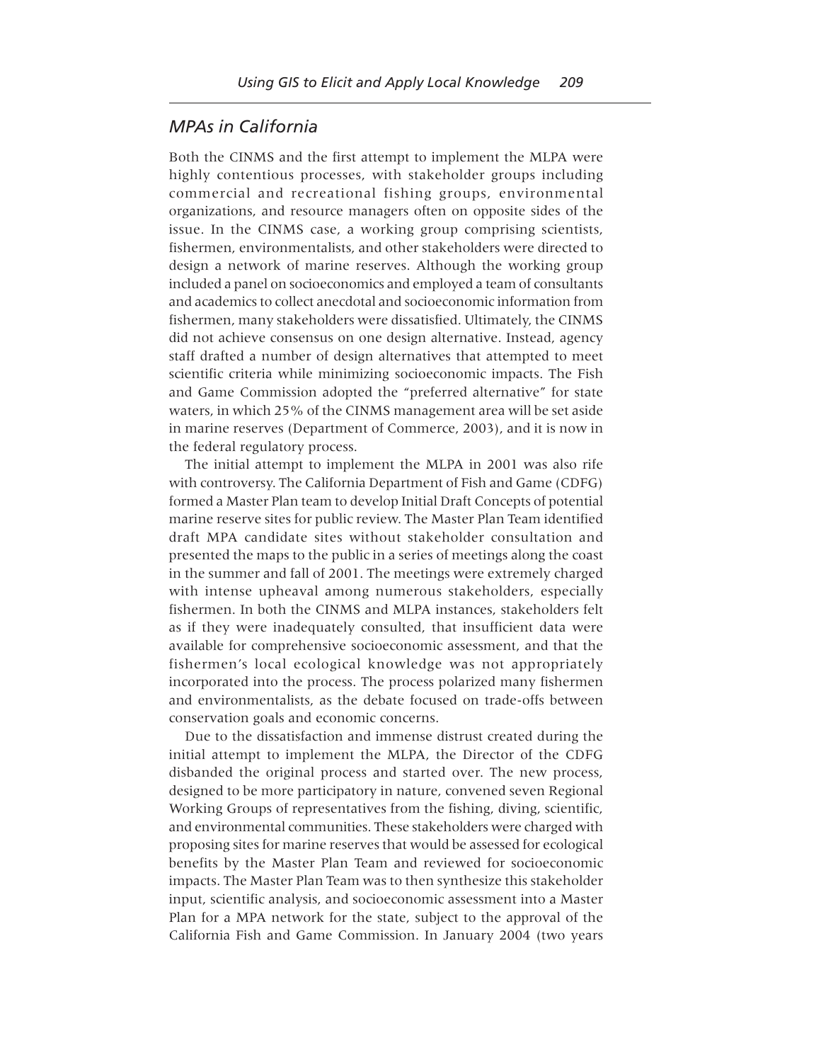## *MPAs in California*

Both the CINMS and the first attempt to implement the MLPA were highly contentious processes, with stakeholder groups including commercial and recreational fishing groups, environmental organizations, and resource managers often on opposite sides of the issue. In the CINMS case, a working group comprising scientists, fishermen, environmentalists, and other stakeholders were directed to design a network of marine reserves. Although the working group included a panel on socioeconomics and employed a team of consultants and academics to collect anecdotal and socioeconomic information from fishermen, many stakeholders were dissatisfied. Ultimately, the CINMS did not achieve consensus on one design alternative. Instead, agency staff drafted a number of design alternatives that attempted to meet scientific criteria while minimizing socioeconomic impacts. The Fish and Game Commission adopted the "preferred alternative" for state waters, in which 25% of the CINMS management area will be set aside in marine reserves (Department of Commerce, 2003), and it is now in the federal regulatory process.

The initial attempt to implement the MLPA in 2001 was also rife with controversy. The California Department of Fish and Game (CDFG) formed a Master Plan team to develop Initial Draft Concepts of potential marine reserve sites for public review. The Master Plan Team identified draft MPA candidate sites without stakeholder consultation and presented the maps to the public in a series of meetings along the coast in the summer and fall of 2001. The meetings were extremely charged with intense upheaval among numerous stakeholders, especially fishermen. In both the CINMS and MLPA instances, stakeholders felt as if they were inadequately consulted, that insufficient data were available for comprehensive socioeconomic assessment, and that the fishermen's local ecological knowledge was not appropriately incorporated into the process. The process polarized many fishermen and environmentalists, as the debate focused on trade-offs between conservation goals and economic concerns.

Due to the dissatisfaction and immense distrust created during the initial attempt to implement the MLPA, the Director of the CDFG disbanded the original process and started over. The new process, designed to be more participatory in nature, convened seven Regional Working Groups of representatives from the fishing, diving, scientific, and environmental communities. These stakeholders were charged with proposing sites for marine reserves that would be assessed for ecological benefits by the Master Plan Team and reviewed for socioeconomic impacts. The Master Plan Team was to then synthesize this stakeholder input, scientific analysis, and socioeconomic assessment into a Master Plan for a MPA network for the state, subject to the approval of the California Fish and Game Commission. In January 2004 (two years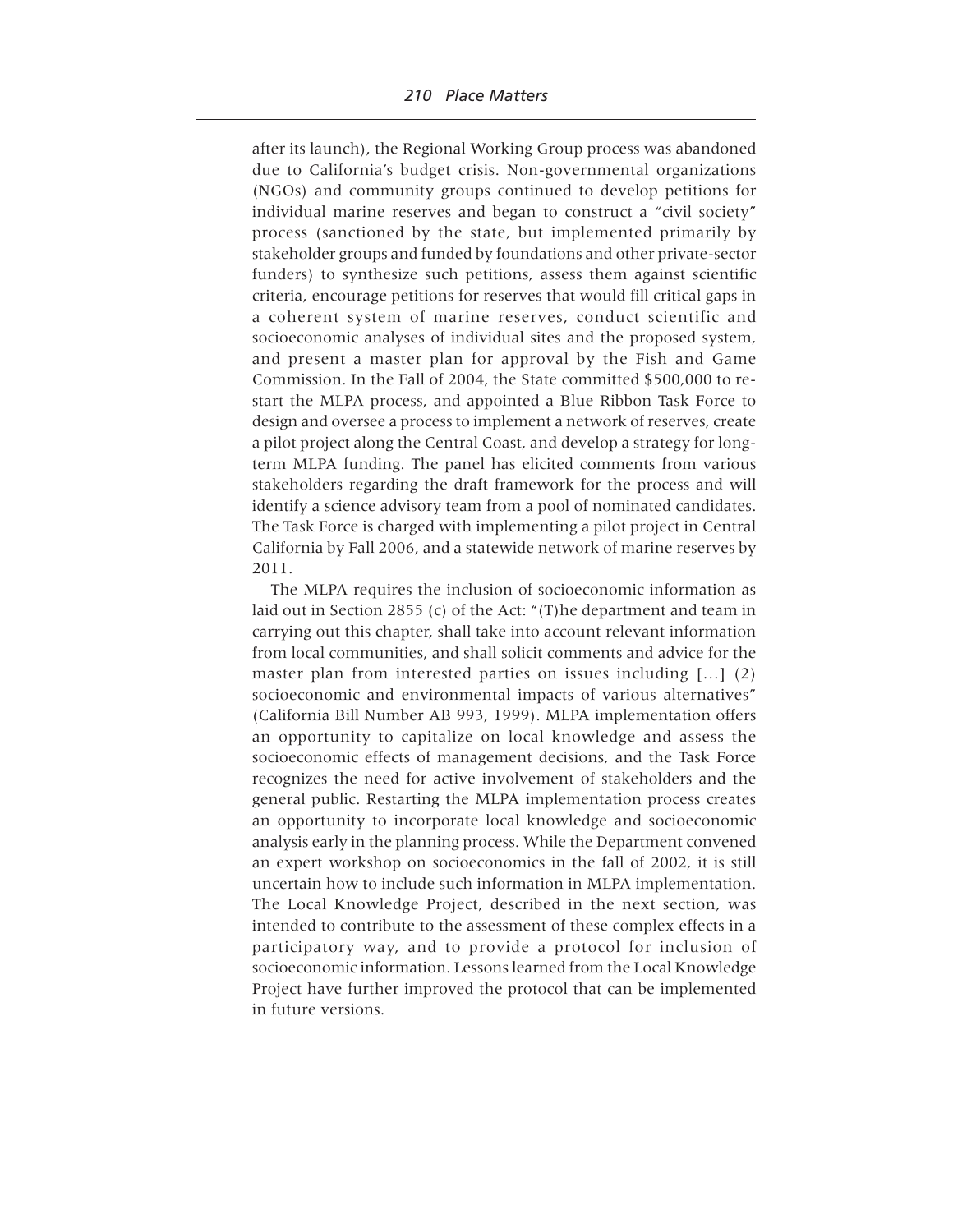after its launch), the Regional Working Group process was abandoned due to California's budget crisis. Non-governmental organizations (NGOs) and community groups continued to develop petitions for individual marine reserves and began to construct a "civil society" process (sanctioned by the state, but implemented primarily by stakeholder groups and funded by foundations and other private-sector funders) to synthesize such petitions, assess them against scientific criteria, encourage petitions for reserves that would fill critical gaps in a coherent system of marine reserves, conduct scientific and socioeconomic analyses of individual sites and the proposed system, and present a master plan for approval by the Fish and Game Commission. In the Fall of 2004, the State committed $500,000 to restart the MLPA process, and appointed a Blue Ribbon Task Force to design and oversee a process to implement a network of reserves, create a pilot project along the Central Coast, and develop a strategy for long-term MLPA funding. The panel has elicited comments from various stakeholders regarding the draft framework for the process and will identify a science advisory team from a pool of nominated candidates. The Task Force is charged with implementing a pilot project in Central California by Fall 2006, and a statewide network of marine reserves by 2011.

The MLPA requires the inclusion of socioeconomic information as laid out in Section 2855 (c) of the Act: "(T)he department and team in carrying out this chapter, shall take into account relevant information from local communities, and shall solicit comments and advice for the master plan from interested parties on issues including [...] (2) socioeconomic and environmental impacts of various alternatives" (California Bill Number AB 993, 1999). MLPA implementation offers an opportunity to capitalize on local knowledge and assess the socioeconomic effects of management decisions, and the Task Force recognizes the need for active involvement of stakeholders and the general public. Restarting the MLPA implementation process creates an opportunity to incorporate local knowledge and socioeconomic analysis early in the planning process. While the Department convened an expert workshop on socioeconomics in the fall of 2002, it is still uncertain how to include such information in MLPA implementation. The Local Knowledge Project, described in the next section, was intended to contribute to the assessment of these complex effects in a participatory way, and to provide a protocol for inclusion of socioeconomic information. Lessons learned from the Local Knowledge Project have further improved the protocol that can be implemented in future versions.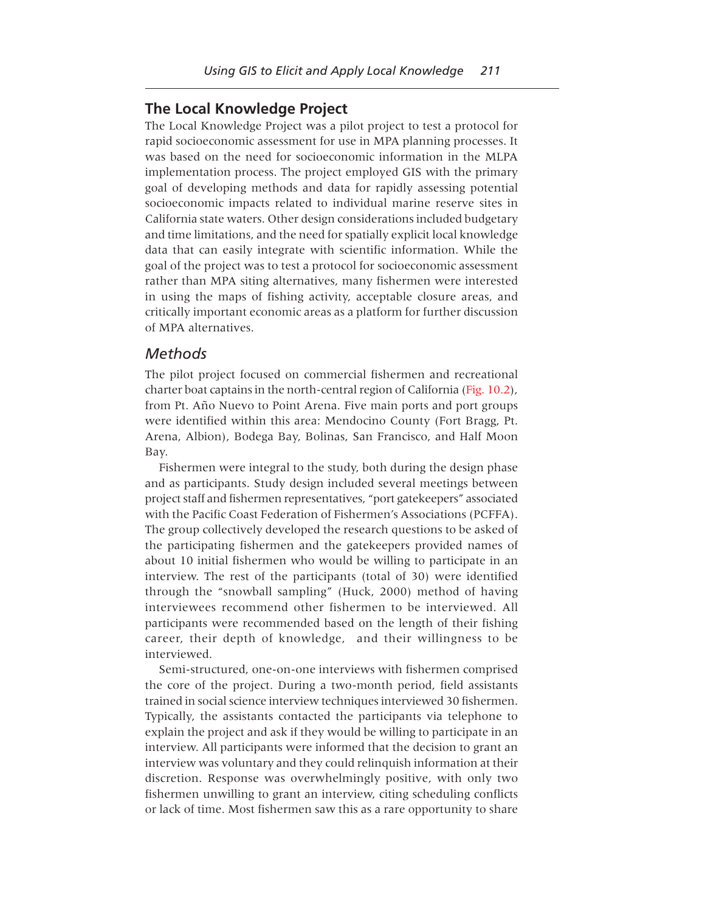## The Local Knowledge Project

The Local Knowledge Project was a pilot project to test a protocol for rapid socioeconomic assessment for use in MPA planning processes. It was based on the need for socioeconomic information in the MLPA implementation process. The project employed GIS with the primary goal of developing methods and data for rapidly assessing potential socioeconomic impacts related to individual marine reserve sites in California state waters. Other design considerations included budgetary and time limitations, and the need for spatially explicit local knowledge data that can easily integrate with scientific information. While the goal of the project was to test a protocol for socioeconomic assessment rather than MPA siting alternatives, many fishermen were interested in using the maps of fishing activity, acceptable closure areas, and critically important economic areas as a platform for further discussion of MPA alternatives.

### *Methods*

The pilot project focused on commercial fishermen and recreational charter boat captains in the north-central region of California (Fig. 10.2), from Pt. Año Nuevo to Point Arena. Five main ports and port groups were identified within this area: Mendocino County (Fort Bragg, Pt. Arena, Albion), Bodega Bay, Bolinas, San Francisco, and Half Moon Bay.

Fishermen were integral to the study, both during the design phase and as participants. Study design included several meetings between project staff and fishermen representatives, "port gatekeepers" associated with the Pacific Coast Federation of Fishermen's Associations (PCFFA). The group collectively developed the research questions to be asked of the participating fishermen and the gatekeepers provided names of about 10 initial fishermen who would be willing to participate in an interview. The rest of the participants (total of 30) were identified through the "snowball sampling" (Huck, 2000) method of having interviewees recommend other fishermen to be interviewed. All participants were recommended based on the length of their fishing career, their depth of knowledge, and their willingness to be interviewed.

Semi-structured, one-on-one interviews with fishermen comprised the core of the project. During a two-month period, field assistants trained in social science interview techniques interviewed 30 fishermen. Typically, the assistants contacted the participants via telephone to explain the project and ask if they would be willing to participate in an interview. All participants were informed that the decision to grant an interview was voluntary and they could relinquish information at their discretion. Response was overwhelmingly positive, with only two fishermen unwilling to grant an interview, citing scheduling conflicts or lack of time. Most fishermen saw this as a rare opportunity to share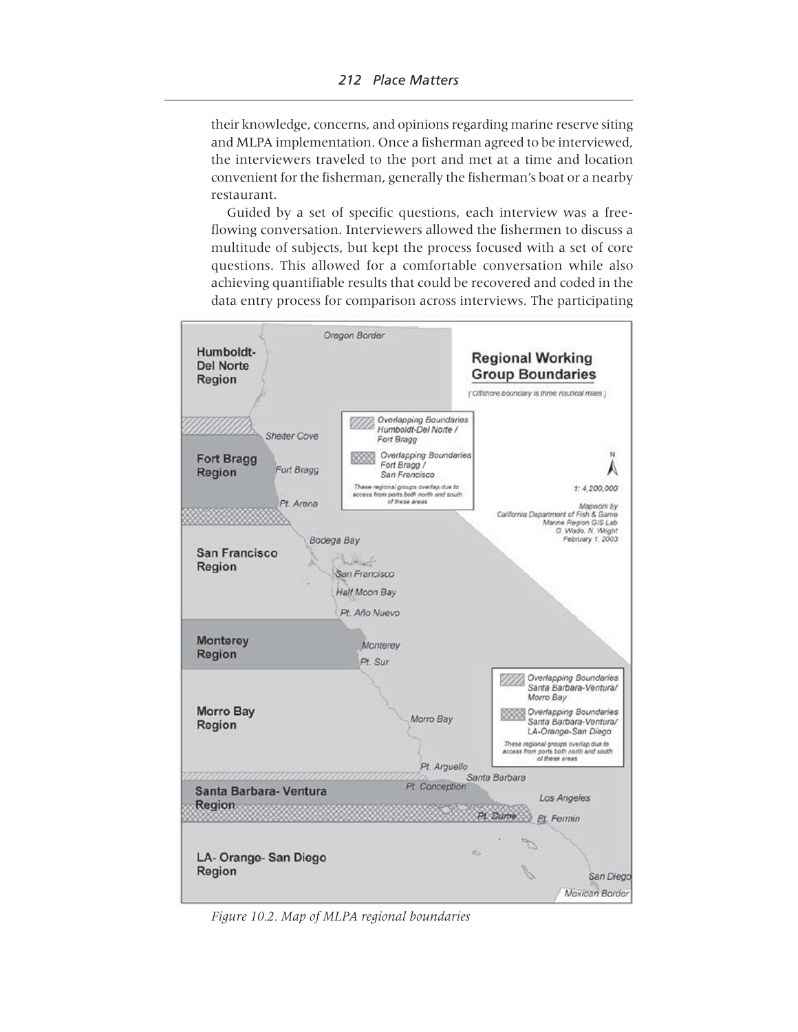their knowledge, concerns, and opinions regarding marine reserve siting and MLPA implementation. Once a fisherman agreed to be interviewed, the interviewers traveled to the port and met at a time and location convenient for the fisherman, generally the fisherman's boat or a nearby restaurant.

Guided by a set of specific questions, each interview was a free-flowing conversation. Interviewers allowed the fishermen to discuss a multitude of subjects, but kept the process focused with a set of core questions. This allowed for a comfortable conversation while also achieving quantifiable results that could be recovered and coded in the data entry process for comparison across interviews. The participating

*Figure 10.2. Map of MLPA regional boundaries*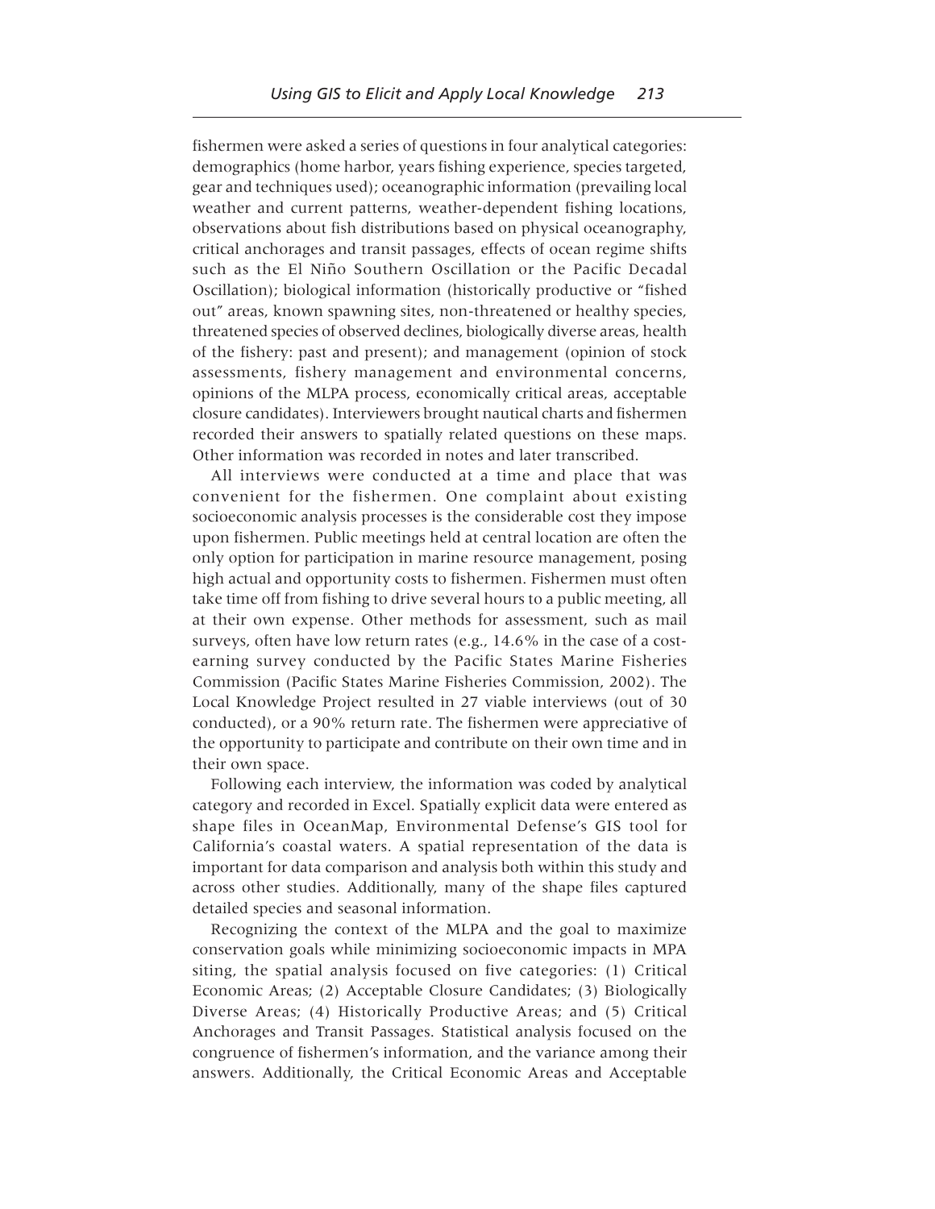fishermen were asked a series of questions in four analytical categories: demographics (home harbor, years fishing experience, species targeted, gear and techniques used); oceanographic information (prevailing local weather and current patterns, weather-dependent fishing locations, observations about fish distributions based on physical oceanography, critical anchorages and transit passages, effects of ocean regime shifts such as the El Niño Southern Oscillation or the Pacific Decadal Oscillation); biological information (historically productive or "fished out" areas, known spawning sites, non-threatened or healthy species, threatened species of observed declines, biologically diverse areas, health of the fishery: past and present); and management (opinion of stock assessments, fishery management and environmental concerns, opinions of the MLPA process, economically critical areas, acceptable closure candidates). Interviewers brought nautical charts and fishermen recorded their answers to spatially related questions on these maps. Other information was recorded in notes and later transcribed.

All interviews were conducted at a time and place that was convenient for the fishermen. One complaint about existing socioeconomic analysis processes is the considerable cost they impose upon fishermen. Public meetings held at central location are often the only option for participation in marine resource management, posing high actual and opportunity costs to fishermen. Fishermen must often take time off from fishing to drive several hours to a public meeting, all at their own expense. Other methods for assessment, such as mail surveys, often have low return rates (e.g., 14.6% in the case of a cost-earning survey conducted by the Pacific States Marine Fisheries Commission (Pacific States Marine Fisheries Commission, 2002). The Local Knowledge Project resulted in 27 viable interviews (out of 30 conducted), or a 90% return rate. The fishermen were appreciative of the opportunity to participate and contribute on their own time and in their own space.

Following each interview, the information was coded by analytical category and recorded in Excel. Spatially explicit data were entered as shape files in OceanMap, Environmental Defense's GIS tool for California's coastal waters. A spatial representation of the data is important for data comparison and analysis both within this study and across other studies. Additionally, many of the shape files captured detailed species and seasonal information.

Recognizing the context of the MLPA and the goal to maximize conservation goals while minimizing socioeconomic impacts in MPA siting, the spatial analysis focused on five categories: (1) Critical Economic Areas; (2) Acceptable Closure Candidates; (3) Biologically Diverse Areas; (4) Historically Productive Areas; and (5) Critical Anchorages and Transit Passages. Statistical analysis focused on the congruence of fishermen's information, and the variance among their answers. Additionally, the Critical Economic Areas and Acceptable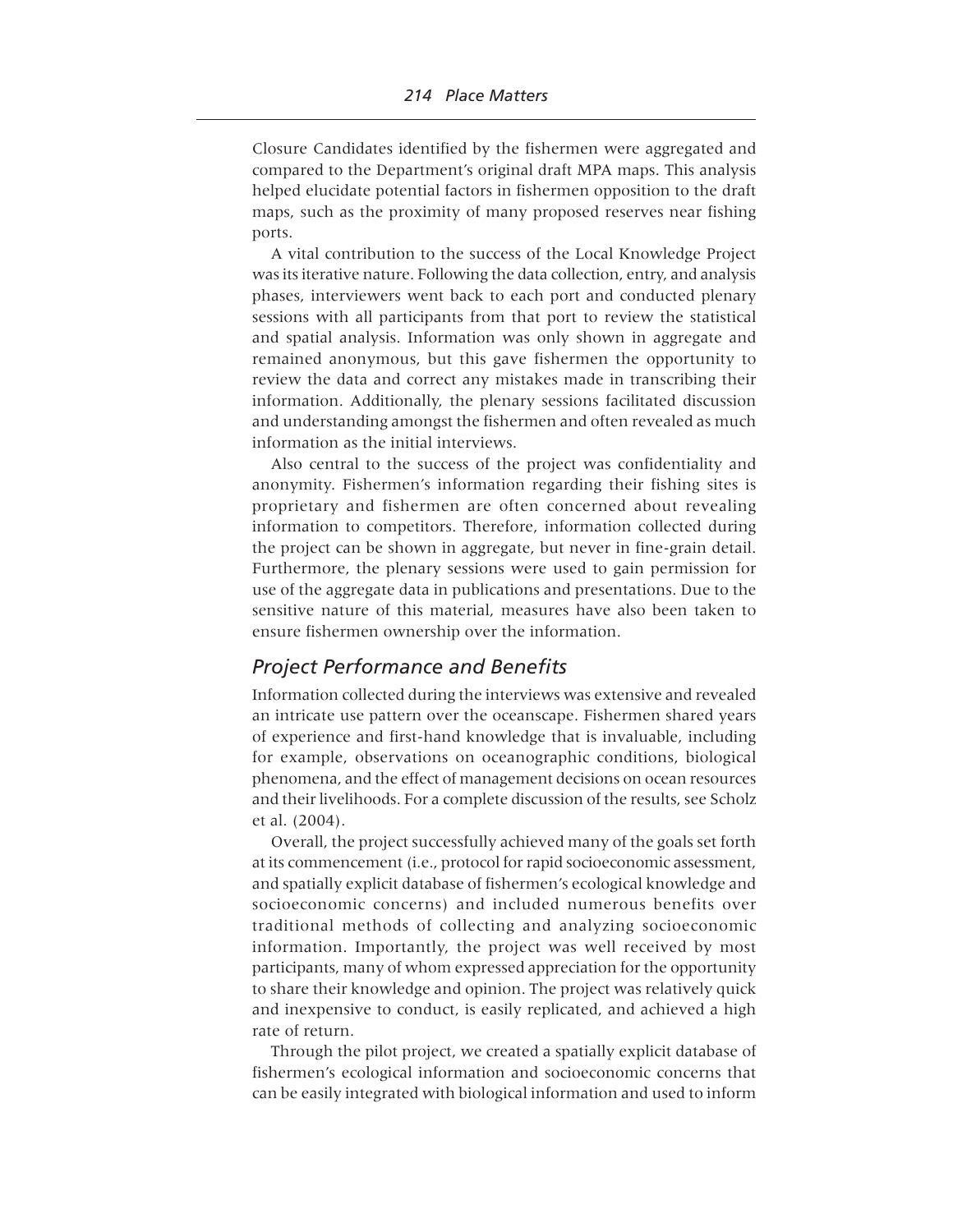Closure Candidates identified by the fishermen were aggregated and compared to the Department's original draft MPA maps. This analysis helped elucidate potential factors in fishermen opposition to the draft maps, such as the proximity of many proposed reserves near fishing ports.

A vital contribution to the success of the Local Knowledge Project was its iterative nature. Following the data collection, entry, and analysis phases, interviewers went back to each port and conducted plenary sessions with all participants from that port to review the statistical and spatial analysis. Information was only shown in aggregate and remained anonymous, but this gave fishermen the opportunity to review the data and correct any mistakes made in transcribing their information. Additionally, the plenary sessions facilitated discussion and understanding amongst the fishermen and often revealed as much information as the initial interviews.

Also central to the success of the project was confidentiality and anonymity. Fishermen's information regarding their fishing sites is proprietary and fishermen are often concerned about revealing information to competitors. Therefore, information collected during the project can be shown in aggregate, but never in fine-grain detail. Furthermore, the plenary sessions were used to gain permission for use of the aggregate data in publications and presentations. Due to the sensitive nature of this material, measures have also been taken to ensure fishermen ownership over the information.

## *Project Performance and Benefits*

Information collected during the interviews was extensive and revealed an intricate use pattern over the oceanscape. Fishermen shared years of experience and first-hand knowledge that is invaluable, including for example, observations on oceanographic conditions, biological phenomena, and the effect of management decisions on ocean resources and their livelihoods. For a complete discussion of the results, see Scholz et al. (2004).

Overall, the project successfully achieved many of the goals set forth at its commencement (i.e., protocol for rapid socioeconomic assessment, and spatially explicit database of fishermen's ecological knowledge and socioeconomic concerns) and included numerous benefits over traditional methods of collecting and analyzing socioeconomic information. Importantly, the project was well received by most participants, many of whom expressed appreciation for the opportunity to share their knowledge and opinion. The project was relatively quick and inexpensive to conduct, is easily replicated, and achieved a high rate of return.

Through the pilot project, we created a spatially explicit database of fishermen's ecological information and socioeconomic concerns that can be easily integrated with biological information and used to inform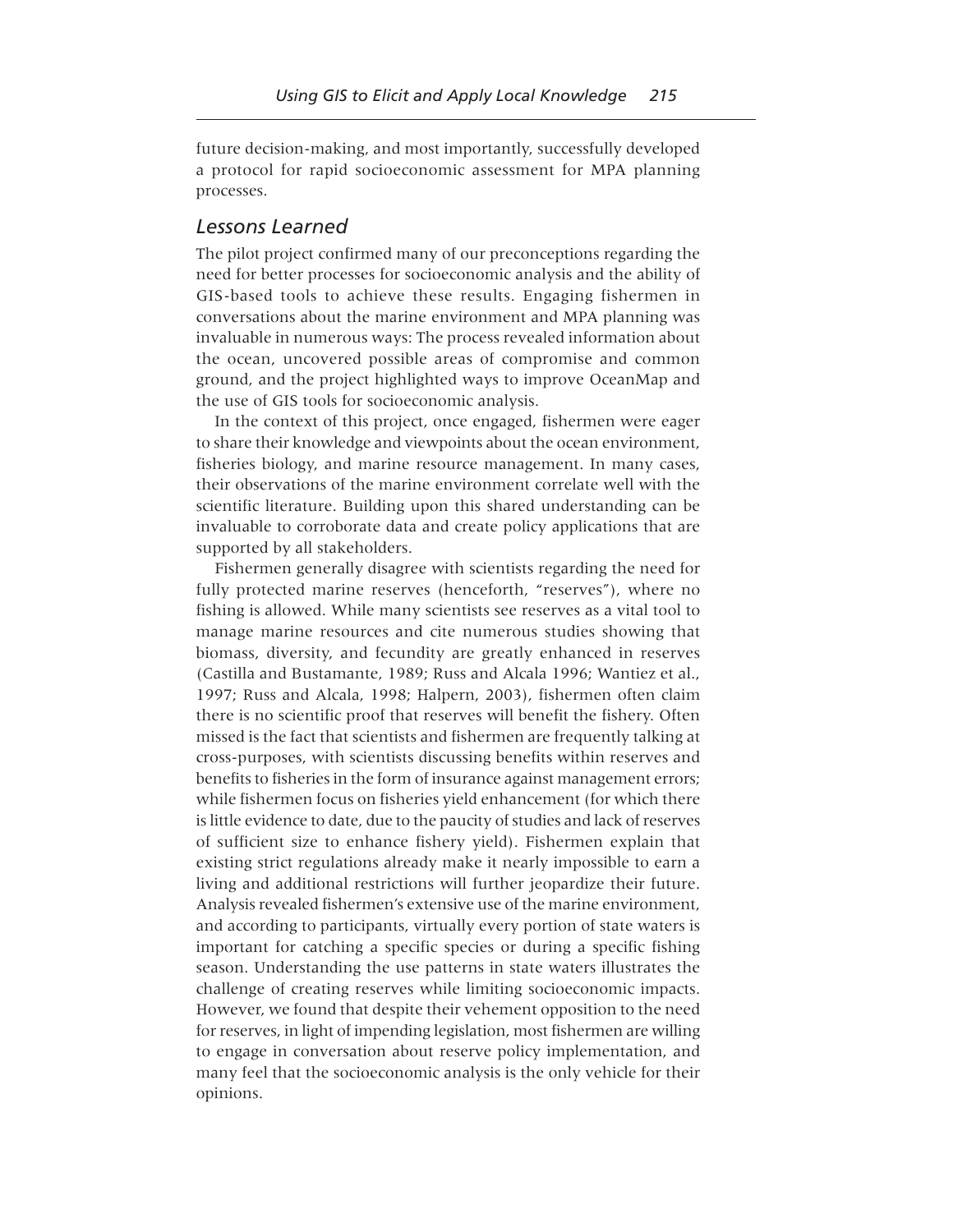future decision-making, and most importantly, successfully developed a protocol for rapid socioeconomic assessment for MPA planning processes.

## *Lessons Learned*

The pilot project confirmed many of our preconceptions regarding the need for better processes for socioeconomic analysis and the ability of GIS-based tools to achieve these results. Engaging fishermen in conversations about the marine environment and MPA planning was invaluable in numerous ways: The process revealed information about the ocean, uncovered possible areas of compromise and common ground, and the project highlighted ways to improve OceanMap and the use of GIS tools for socioeconomic analysis.

In the context of this project, once engaged, fishermen were eager to share their knowledge and viewpoints about the ocean environment, fisheries biology, and marine resource management. In many cases, their observations of the marine environment correlate well with the scientific literature. Building upon this shared understanding can be invaluable to corroborate data and create policy applications that are supported by all stakeholders.

Fishermen generally disagree with scientists regarding the need for fully protected marine reserves (henceforth, "reserves"), where no fishing is allowed. While many scientists see reserves as a vital tool to manage marine resources and cite numerous studies showing that biomass, diversity, and fecundity are greatly enhanced in reserves (Castilla and Bustamante, 1989; Russ and Alcala 1996; Wantiez et al., 1997; Russ and Alcala, 1998; Halpern, 2003), fishermen often claim there is no scientific proof that reserves will benefit the fishery. Often missed is the fact that scientists and fishermen are frequently talking at cross-purposes, with scientists discussing benefits within reserves and benefits to fisheries in the form of insurance against management errors; while fishermen focus on fisheries yield enhancement (for which there is little evidence to date, due to the paucity of studies and lack of reserves of sufficient size to enhance fishery yield). Fishermen explain that existing strict regulations already make it nearly impossible to earn a living and additional restrictions will further jeopardize their future. Analysis revealed fishermen's extensive use of the marine environment, and according to participants, virtually every portion of state waters is important for catching a specific species or during a specific fishing season. Understanding the use patterns in state waters illustrates the challenge of creating reserves while limiting socioeconomic impacts. However, we found that despite their vehement opposition to the need for reserves, in light of impending legislation, most fishermen are willing to engage in conversation about reserve policy implementation, and many feel that the socioeconomic analysis is the only vehicle for their opinions.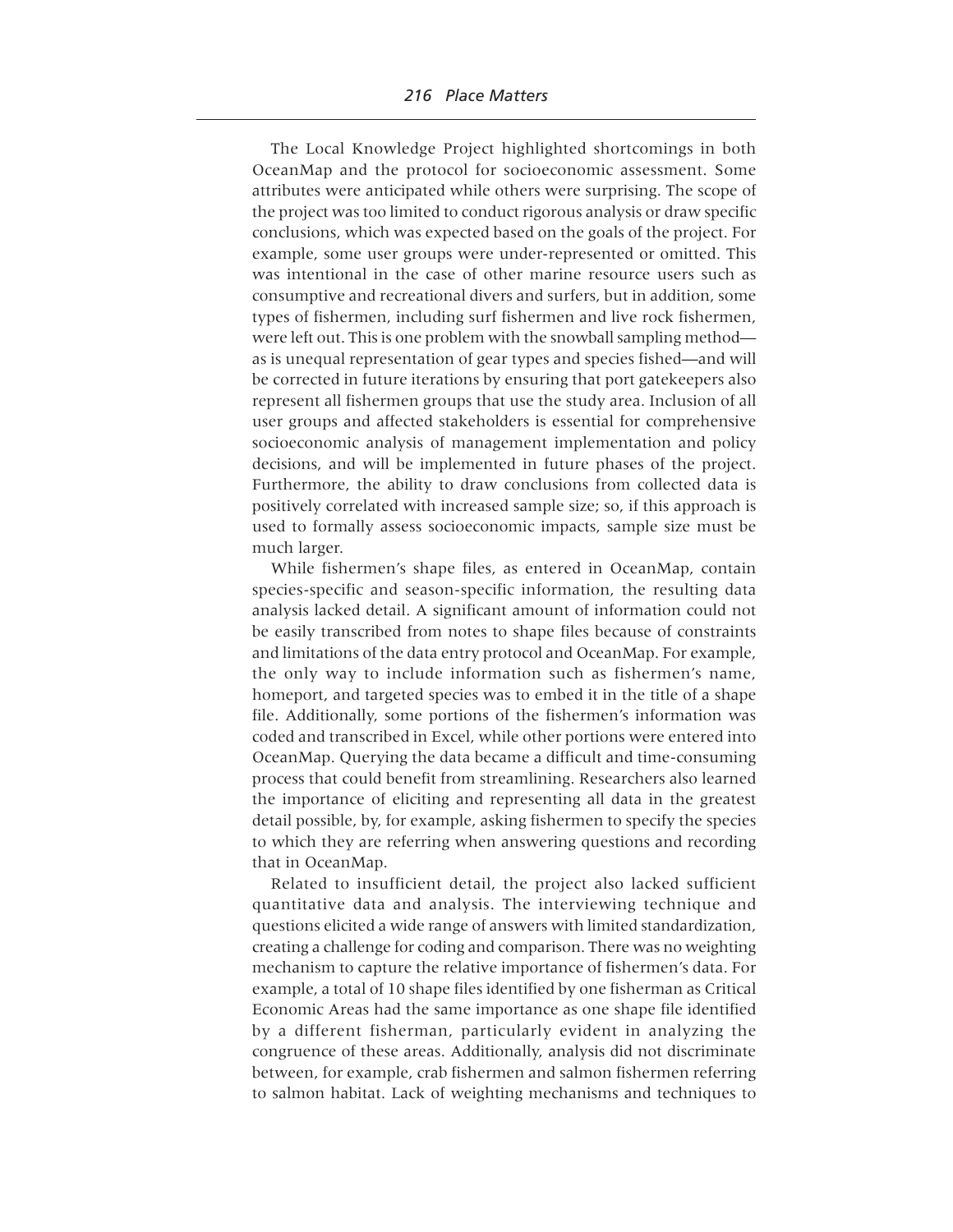The Local Knowledge Project highlighted shortcomings in both OceanMap and the protocol for socioeconomic assessment. Some attributes were anticipated while others were surprising. The scope of the project was too limited to conduct rigorous analysis or draw specific conclusions, which was expected based on the goals of the project. For example, some user groups were under-represented or omitted. This was intentional in the case of other marine resource users such as consumptive and recreational divers and surfers, but in addition, some types of fishermen, including surf fishermen and live rock fishermen, were left out. This is one problem with the snowball sampling method—as is unequal representation of gear types and species fished—and will be corrected in future iterations by ensuring that port gatekeepers also represent all fishermen groups that use the study area. Inclusion of all user groups and affected stakeholders is essential for comprehensive socioeconomic analysis of management implementation and policy decisions, and will be implemented in future phases of the project. Furthermore, the ability to draw conclusions from collected data is positively correlated with increased sample size; so, if this approach is used to formally assess socioeconomic impacts, sample size must be much larger.

While fishermen's shape files, as entered in OceanMap, contain species-specific and season-specific information, the resulting data analysis lacked detail. A significant amount of information could not be easily transcribed from notes to shape files because of constraints and limitations of the data entry protocol and OceanMap. For example, the only way to include information such as fishermen's name, homeport, and targeted species was to embed it in the title of a shape file. Additionally, some portions of the fishermen's information was coded and transcribed in Excel, while other portions were entered into OceanMap. Querying the data became a difficult and time-consuming process that could benefit from streamlining. Researchers also learned the importance of eliciting and representing all data in the greatest detail possible, by, for example, asking fishermen to specify the species to which they are referring when answering questions and recording that in OceanMap.

Related to insufficient detail, the project also lacked sufficient quantitative data and analysis. The interviewing technique and questions elicited a wide range of answers with limited standardization, creating a challenge for coding and comparison. There was no weighting mechanism to capture the relative importance of fishermen's data. For example, a total of 10 shape files identified by one fisherman as Critical Economic Areas had the same importance as one shape file identified by a different fisherman, particularly evident in analyzing the congruence of these areas. Additionally, analysis did not discriminate between, for example, crab fishermen and salmon fishermen referring to salmon habitat. Lack of weighting mechanisms and techniques to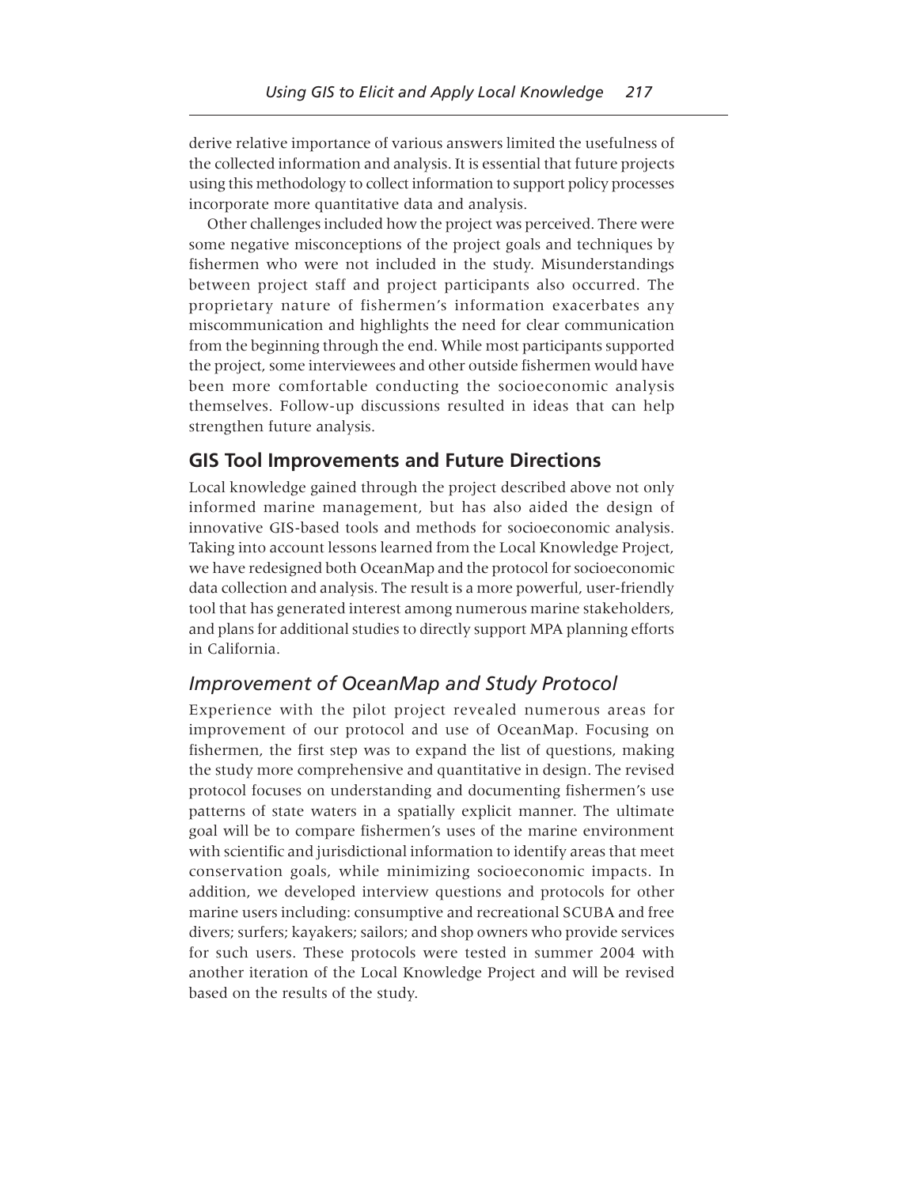derive relative importance of various answers limited the usefulness of the collected information and analysis. It is essential that future projects using this methodology to collect information to support policy processes incorporate more quantitative data and analysis.

Other challenges included how the project was perceived. There were some negative misconceptions of the project goals and techniques by fishermen who were not included in the study. Misunderstandings between project staff and project participants also occurred. The proprietary nature of fishermen's information exacerbates any miscommunication and highlights the need for clear communication from the beginning through the end. While most participants supported the project, some interviewees and other outside fishermen would have been more comfortable conducting the socioeconomic analysis themselves. Follow-up discussions resulted in ideas that can help strengthen future analysis.

## GIS Tool Improvements and Future Directions

Local knowledge gained through the project described above not only informed marine management, but has also aided the design of innovative GIS-based tools and methods for socioeconomic analysis. Taking into account lessons learned from the Local Knowledge Project, we have redesigned both OceanMap and the protocol for socioeconomic data collection and analysis. The result is a more powerful, user-friendly tool that has generated interest among numerous marine stakeholders, and plans for additional studies to directly support MPA planning efforts in California.

### *Improvement of OceanMap and Study Protocol*

Experience with the pilot project revealed numerous areas for improvement of our protocol and use of OceanMap. Focusing on fishermen, the first step was to expand the list of questions, making the study more comprehensive and quantitative in design. The revised protocol focuses on understanding and documenting fishermen's use patterns of state waters in a spatially explicit manner. The ultimate goal will be to compare fishermen's uses of the marine environment with scientific and jurisdictional information to identify areas that meet conservation goals, while minimizing socioeconomic impacts. In addition, we developed interview questions and protocols for other marine users including: consumptive and recreational SCUBA and free divers; surfers; kayakers; sailors; and shop owners who provide services for such users. These protocols were tested in summer 2004 with another iteration of the Local Knowledge Project and will be revised based on the results of the study.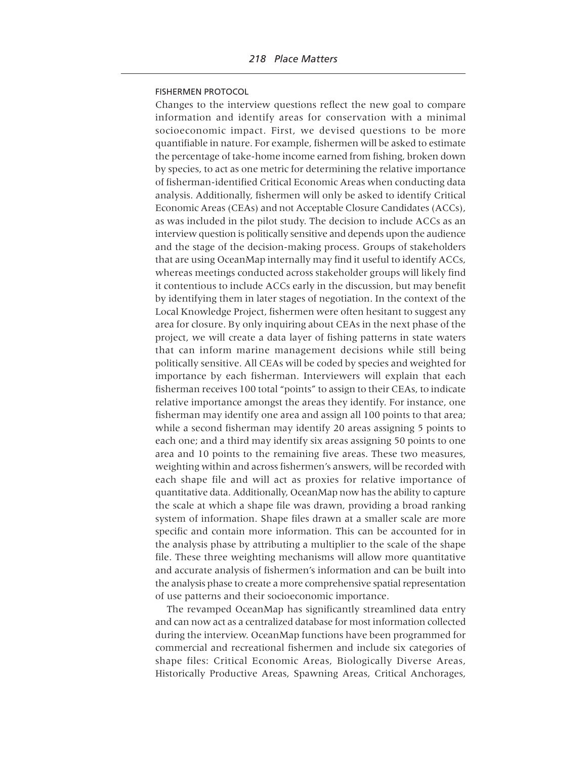### FISHERMEN PROTOCOL

Changes to the interview questions reflect the new goal to compare information and identify areas for conservation with a minimal socioeconomic impact. First, we devised questions to be more quantifiable in nature. For example, fishermen will be asked to estimate the percentage of take-home income earned from fishing, broken down by species, to act as one metric for determining the relative importance of fisherman-identified Critical Economic Areas when conducting data analysis. Additionally, fishermen will only be asked to identify Critical Economic Areas (CEAs) and not Acceptable Closure Candidates (ACCs), as was included in the pilot study. The decision to include ACCs as an interview question is politically sensitive and depends upon the audience and the stage of the decision-making process. Groups of stakeholders that are using OceanMap internally may find it useful to identify ACCs, whereas meetings conducted across stakeholder groups will likely find it contentious to include ACCs early in the discussion, but may benefit by identifying them in later stages of negotiation. In the context of the Local Knowledge Project, fishermen were often hesitant to suggest any area for closure. By only inquiring about CEAs in the next phase of the project, we will create a data layer of fishing patterns in state waters that can inform marine management decisions while still being politically sensitive. All CEAs will be coded by species and weighted for importance by each fisherman. Interviewers will explain that each fisherman receives 100 total "points" to assign to their CEAs, to indicate relative importance amongst the areas they identify. For instance, one fisherman may identify one area and assign all 100 points to that area; while a second fisherman may identify 20 areas assigning 5 points to each one; and a third may identify six areas assigning 50 points to one area and 10 points to the remaining five areas. These two measures, weighting within and across fishermen's answers, will be recorded with each shape file and will act as proxies for relative importance of quantitative data. Additionally, OceanMap now has the ability to capture the scale at which a shape file was drawn, providing a broad ranking system of information. Shape files drawn at a smaller scale are more specific and contain more information. This can be accounted for in the analysis phase by attributing a multiplier to the scale of the shape file. These three weighting mechanisms will allow more quantitative and accurate analysis of fishermen's information and can be built into the analysis phase to create a more comprehensive spatial representation of use patterns and their socioeconomic importance.

The revamped OceanMap has significantly streamlined data entry and can now act as a centralized database for most information collected during the interview. OceanMap functions have been programmed for commercial and recreational fishermen and include six categories of shape files: Critical Economic Areas, Biologically Diverse Areas, Historically Productive Areas, Spawning Areas, Critical Anchorages,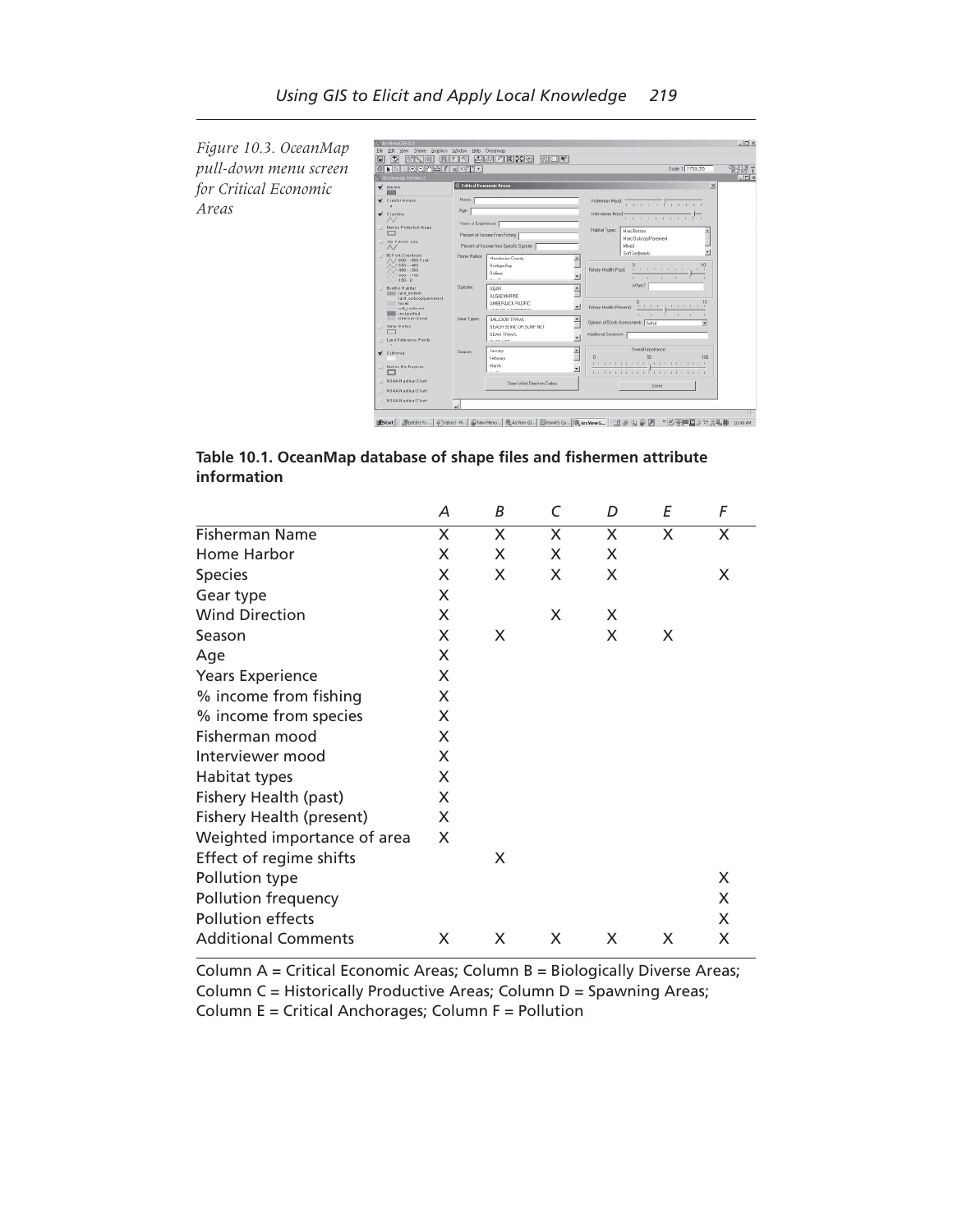*Figure 10.3. OceanMap pull-down menu screen for Critical Economic Areas*

**Table 10.1. OceanMap database of shape files and fishermen attribute information**

| | *A* | *B* | *C* | *D* | *E* | *F* |
|---|---|---|---|---|---|---|
| Fisherman Name | X | X | X | X | X | X |
| Home Harbor | X | X | X | X | | |
| Species | X | X | X | X | | X |
| Gear type | X | | | | | |
| Wind Direction | X | | X | X | | |
| Season | X | X | | X | X | |
| Age | X | | | | | |
| Years Experience | X | | | | | |
| % income from fishing | X | | | | | |
| % income from species | X | | | | | |
| Fisherman mood | X | | | | | |
| Interviewer mood | X | | | | | |
| Habitat types | X | | | | | |
| Fishery Health (past) | X | | | | | |
| Fishery Health (present) | X | | | | | |
| Weighted importance of area | X | | | | | |
| Effect of regime shifts | | X | | | | |
| Pollution type | | | | | | X |
| Pollution frequency | | | | | | X |
| Pollution effects | | | | | | X |
| Additional Comments | X | X | X | X | X | X |

Column A = Critical Economic Areas; Column B = Biologically Diverse Areas; Column C = Historically Productive Areas; Column D = Spawning Areas; Column E = Critical Anchorages; Column F = Pollution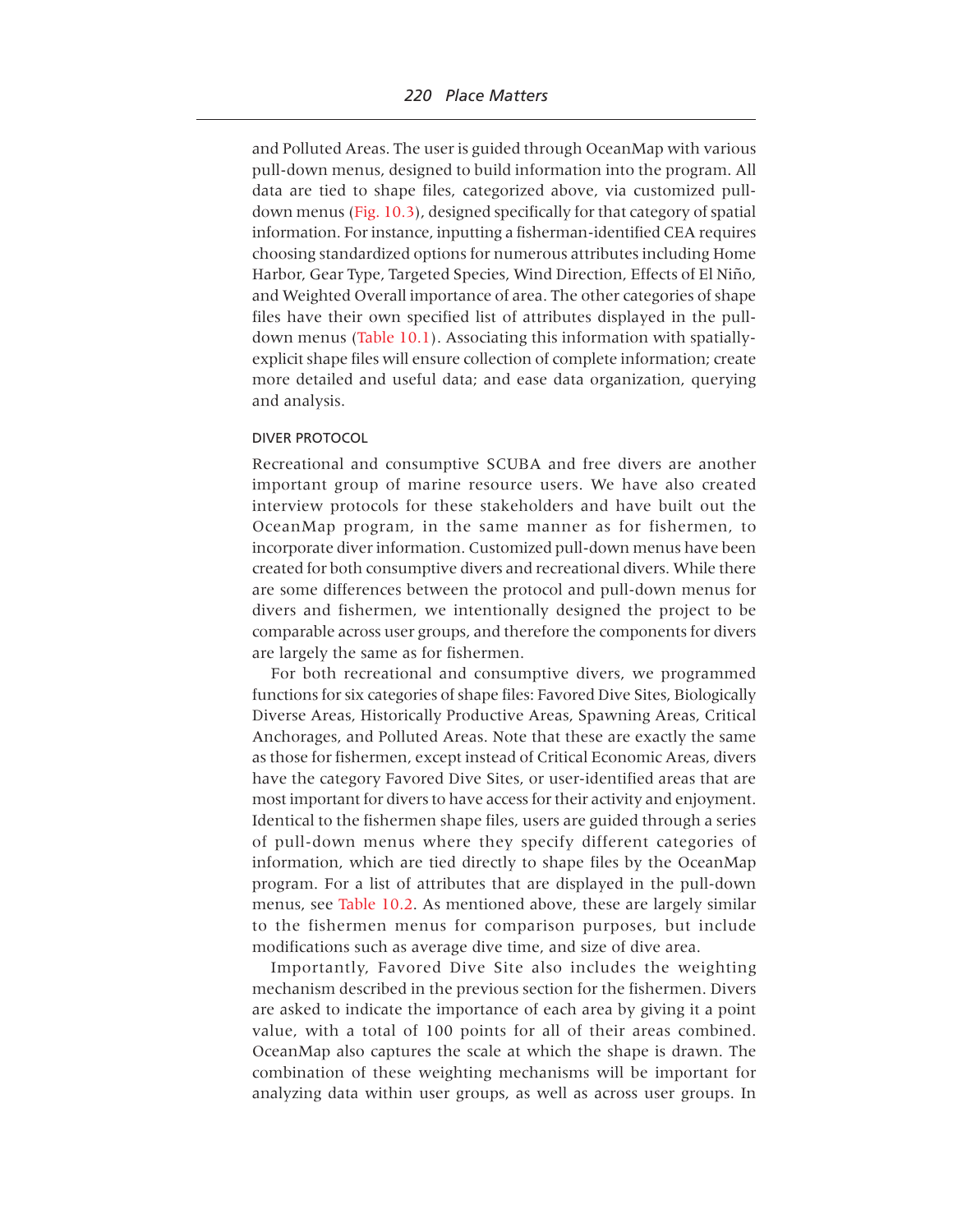and Polluted Areas. The user is guided through OceanMap with various pull-down menus, designed to build information into the program. All data are tied to shape files, categorized above, via customized pull-down menus (Fig. 10.3), designed specifically for that category of spatial information. For instance, inputting a fisherman-identified CEA requires choosing standardized options for numerous attributes including Home Harbor, Gear Type, Targeted Species, Wind Direction, Effects of El Niño, and Weighted Overall importance of area. The other categories of shape files have their own specified list of attributes displayed in the pull-down menus (Table 10.1). Associating this information with spatially-explicit shape files will ensure collection of complete information; create more detailed and useful data; and ease data organization, querying and analysis.

### DIVER PROTOCOL

Recreational and consumptive SCUBA and free divers are another important group of marine resource users. We have also created interview protocols for these stakeholders and have built out the OceanMap program, in the same manner as for fishermen, to incorporate diver information. Customized pull-down menus have been created for both consumptive divers and recreational divers. While there are some differences between the protocol and pull-down menus for divers and fishermen, we intentionally designed the project to be comparable across user groups, and therefore the components for divers are largely the same as for fishermen.

For both recreational and consumptive divers, we programmed functions for six categories of shape files: Favored Dive Sites, Biologically Diverse Areas, Historically Productive Areas, Spawning Areas, Critical Anchorages, and Polluted Areas. Note that these are exactly the same as those for fishermen, except instead of Critical Economic Areas, divers have the category Favored Dive Sites, or user-identified areas that are most important for divers to have access for their activity and enjoyment. Identical to the fishermen shape files, users are guided through a series of pull-down menus where they specify different categories of information, which are tied directly to shape files by the OceanMap program. For a list of attributes that are displayed in the pull-down menus, see Table 10.2. As mentioned above, these are largely similar to the fishermen menus for comparison purposes, but include modifications such as average dive time, and size of dive area.

Importantly, Favored Dive Site also includes the weighting mechanism described in the previous section for the fishermen. Divers are asked to indicate the importance of each area by giving it a point value, with a total of 100 points for all of their areas combined. OceanMap also captures the scale at which the shape is drawn. The combination of these weighting mechanisms will be important for analyzing data within user groups, as well as across user groups. In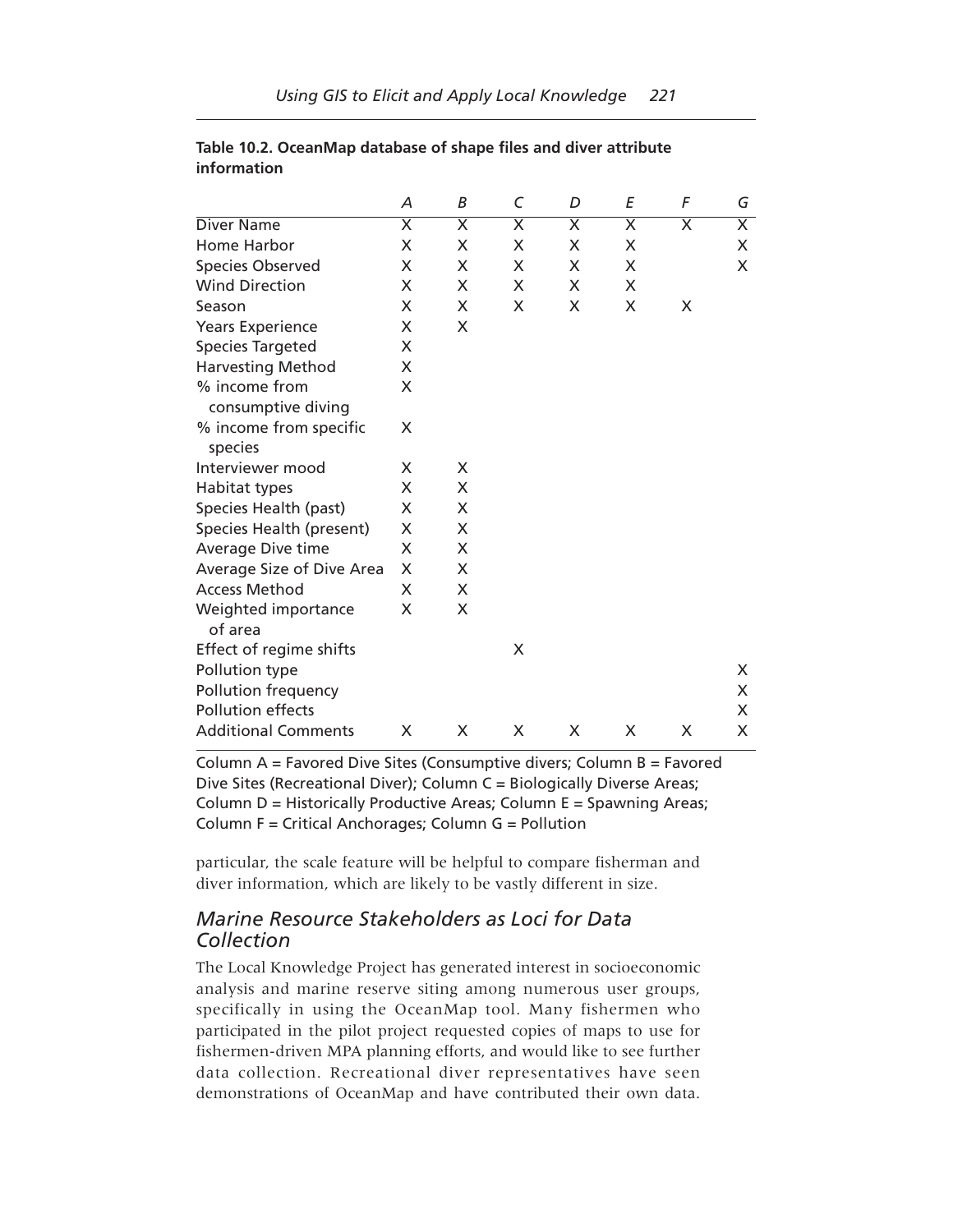**Table 10.2. OceanMap database of shape files and diver attribute information**

| | A | B | C | D | E | F | G |
|---|---|---|---|---|---|---|---|
| Diver Name | X | X | X | X | X | X | X |
| Home Harbor | X | X | X | X | X | | X |
| Species Observed | X | X | X | X | X | | X |
| Wind Direction | X | X | X | X | X | | |
| Season | X | X | X | X | X | X | |
| Years Experience | X | X | | | | | |
| Species Targeted | X | | | | | | |
| Harvesting Method | X | | | | | | |
| % income from consumptive diving | X | | | | | | |
| % income from specific species | X | | | | | | |
| Interviewer mood | X | X | | | | | |
| Habitat types | X | X | | | | | |
| Species Health (past) | X | X | | | | | |
| Species Health (present) | X | X | | | | | |
| Average Dive time | X | X | | | | | |
| Average Size of Dive Area | X | X | | | | | |
| Access Method | X | X | | | | | |
| Weighted importance of area | X | X | | | | | |
| Effect of regime shifts | | | X | | | | |
| Pollution type | | | | | | | X |
| Pollution frequency | | | | | | | X |
| Pollution effects | | | | | | | X |
| Additional Comments | X | X | X | X | X | X | X |

Column A = Favored Dive Sites (Consumptive divers; Column B = Favored Dive Sites (Recreational Diver); Column C = Biologically Diverse Areas; Column D = Historically Productive Areas; Column E = Spawning Areas; Column F = Critical Anchorages; Column G = Pollution

particular, the scale feature will be helpful to compare fisherman and diver information, which are likely to be vastly different in size.

## *Marine Resource Stakeholders as Loci for Data Collection*

The Local Knowledge Project has generated interest in socioeconomic analysis and marine reserve siting among numerous user groups, specifically in using the OceanMap tool. Many fishermen who participated in the pilot project requested copies of maps to use for fishermen-driven MPA planning efforts, and would like to see further data collection. Recreational diver representatives have seen demonstrations of OceanMap and have contributed their own data.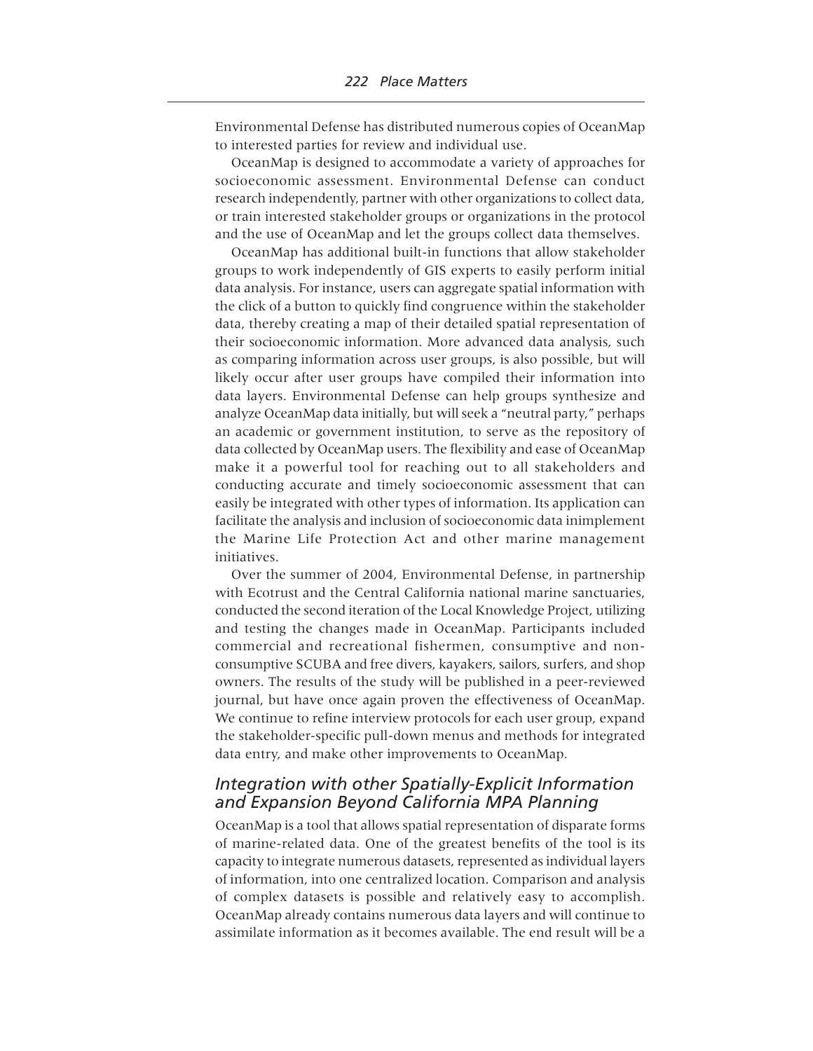Environmental Defense has distributed numerous copies of OceanMap to interested parties for review and individual use.

OceanMap is designed to accommodate a variety of approaches for socioeconomic assessment. Environmental Defense can conduct research independently, partner with other organizations to collect data, or train interested stakeholder groups or organizations in the protocol and the use of OceanMap and let the groups collect data themselves.

OceanMap has additional built-in functions that allow stakeholder groups to work independently of GIS experts to easily perform initial data analysis. For instance, users can aggregate spatial information with the click of a button to quickly find congruence within the stakeholder data, thereby creating a map of their detailed spatial representation of their socioeconomic information. More advanced data analysis, such as comparing information across user groups, is also possible, but will likely occur after user groups have compiled their information into data layers. Environmental Defense can help groups synthesize and analyze OceanMap data initially, but will seek a "neutral party," perhaps an academic or government institution, to serve as the repository of data collected by OceanMap users. The flexibility and ease of OceanMap make it a powerful tool for reaching out to all stakeholders and conducting accurate and timely socioeconomic assessment that can easily be integrated with other types of information. Its application can facilitate the analysis and inclusion of socioeconomic data inimplement the Marine Life Protection Act and other marine management initiatives.

Over the summer of 2004, Environmental Defense, in partnership with Ecotrust and the Central California national marine sanctuaries, conducted the second iteration of the Local Knowledge Project, utilizing and testing the changes made in OceanMap. Participants included commercial and recreational fishermen, consumptive and non-consumptive SCUBA and free divers, kayakers, sailors, surfers, and shop owners. The results of the study will be published in a peer-reviewed journal, but have once again proven the effectiveness of OceanMap. We continue to refine interview protocols for each user group, expand the stakeholder-specific pull-down menus and methods for integrated data entry, and make other improvements to OceanMap.

## *Integration with other Spatially-Explicit Information and Expansion Beyond California MPA Planning*

OceanMap is a tool that allows spatial representation of disparate forms of marine-related data. One of the greatest benefits of the tool is its capacity to integrate numerous datasets, represented as individual layers of information, into one centralized location. Comparison and analysis of complex datasets is possible and relatively easy to accomplish. OceanMap already contains numerous data layers and will continue to assimilate information as it becomes available. The end result will be a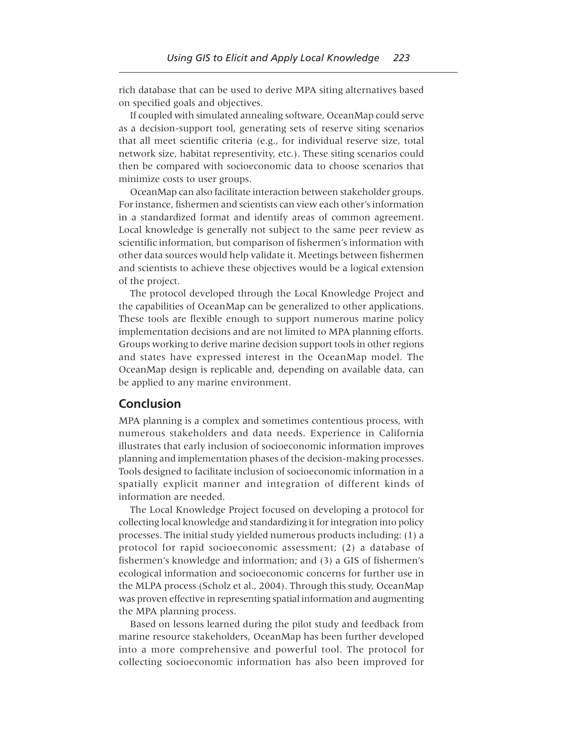rich database that can be used to derive MPA siting alternatives based on specified goals and objectives.

If coupled with simulated annealing software, OceanMap could serve as a decision-support tool, generating sets of reserve siting scenarios that all meet scientific criteria (e.g., for individual reserve size, total network size, habitat representivity, etc.). These siting scenarios could then be compared with socioeconomic data to choose scenarios that minimize costs to user groups.

OceanMap can also facilitate interaction between stakeholder groups. For instance, fishermen and scientists can view each other's information in a standardized format and identify areas of common agreement. Local knowledge is generally not subject to the same peer review as scientific information, but comparison of fishermen's information with other data sources would help validate it. Meetings between fishermen and scientists to achieve these objectives would be a logical extension of the project.

The protocol developed through the Local Knowledge Project and the capabilities of OceanMap can be generalized to other applications. These tools are flexible enough to support numerous marine policy implementation decisions and are not limited to MPA planning efforts. Groups working to derive marine decision support tools in other regions and states have expressed interest in the OceanMap model. The OceanMap design is replicable and, depending on available data, can be applied to any marine environment.

## Conclusion

MPA planning is a complex and sometimes contentious process, with numerous stakeholders and data needs. Experience in California illustrates that early inclusion of socioeconomic information improves planning and implementation phases of the decision-making processes. Tools designed to facilitate inclusion of socioeconomic information in a spatially explicit manner and integration of different kinds of information are needed.

The Local Knowledge Project focused on developing a protocol for collecting local knowledge and standardizing it for integration into policy processes. The initial study yielded numerous products including: (1) a protocol for rapid socioeconomic assessment; (2) a database of fishermen's knowledge and information; and (3) a GIS of fishermen's ecological information and socioeconomic concerns for further use in the MLPA process (Scholz et al., 2004). Through this study, OceanMap was proven effective in representing spatial information and augmenting the MPA planning process.

Based on lessons learned during the pilot study and feedback from marine resource stakeholders, OceanMap has been further developed into a more comprehensive and powerful tool. The protocol for collecting socioeconomic information has also been improved for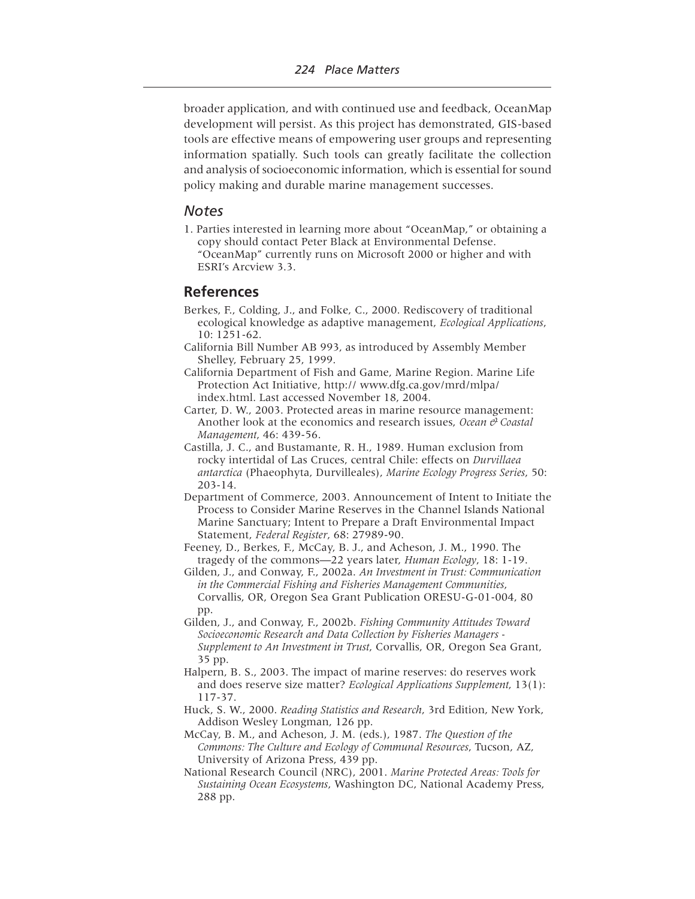broader application, and with continued use and feedback, OceanMap development will persist. As this project has demonstrated, GIS-based tools are effective means of empowering user groups and representing information spatially. Such tools can greatly facilitate the collection and analysis of socioeconomic information, which is essential for sound policy making and durable marine management successes.

## *Notes*

1. Parties interested in learning more about "OceanMap," or obtaining a copy should contact Peter Black at Environmental Defense. "OceanMap" currently runs on Microsoft 2000 or higher and with ESRI's Arcview 3.3.

## References

Berkes, F., Colding, J., and Folke, C., 2000. Rediscovery of traditional ecological knowledge as adaptive management, *Ecological Applications*, 10: 1251-62.

California Bill Number AB 993, as introduced by Assembly Member Shelley, February 25, 1999.

California Department of Fish and Game, Marine Region. Marine Life Protection Act Initiative, http:// www.dfg.ca.gov/mrd/mlpa/ index.html. Last accessed November 18, 2004.

Carter, D. W., 2003. Protected areas in marine resource management: Another look at the economics and research issues, *Ocean & Coastal Management*, 46: 439-56.

Castilla, J. C., and Bustamante, R. H., 1989. Human exclusion from rocky intertidal of Las Cruces, central Chile: effects on *Durvillaea antarctica* (Phaeophyta, Durvilleales), *Marine Ecology Progress Series*, 50: 203-14.

Department of Commerce, 2003. Announcement of Intent to Initiate the Process to Consider Marine Reserves in the Channel Islands National Marine Sanctuary; Intent to Prepare a Draft Environmental Impact Statement, *Federal Register*, 68: 27989-90.

Feeney, D., Berkes, F., McCay, B. J., and Acheson, J. M., 1990. The tragedy of the commons—22 years later, *Human Ecology*, 18: 1-19.

Gilden, J., and Conway, F., 2002a. *An Investment in Trust: Communication in the Commercial Fishing and Fisheries Management Communities*, Corvallis, OR, Oregon Sea Grant Publication ORESU-G-01-004, 80 pp.

Gilden, J., and Conway, F., 2002b. *Fishing Community Attitudes Toward Socioeconomic Research and Data Collection by Fisheries Managers - Supplement to An Investment in Trust*, Corvallis, OR, Oregon Sea Grant, 35 pp.

Halpern, B. S., 2003. The impact of marine reserves: do reserves work and does reserve size matter? *Ecological Applications Supplement*, 13(1): 117-37.

Huck, S. W., 2000. *Reading Statistics and Research*, 3rd Edition, New York, Addison Wesley Longman, 126 pp.

McCay, B. M., and Acheson, J. M. (eds.), 1987. *The Question of the Commons: The Culture and Ecology of Communal Resources*, Tucson, AZ, University of Arizona Press, 439 pp.

National Research Council (NRC), 2001. *Marine Protected Areas: Tools for Sustaining Ocean Ecosystems*, Washington DC, National Academy Press, 288 pp.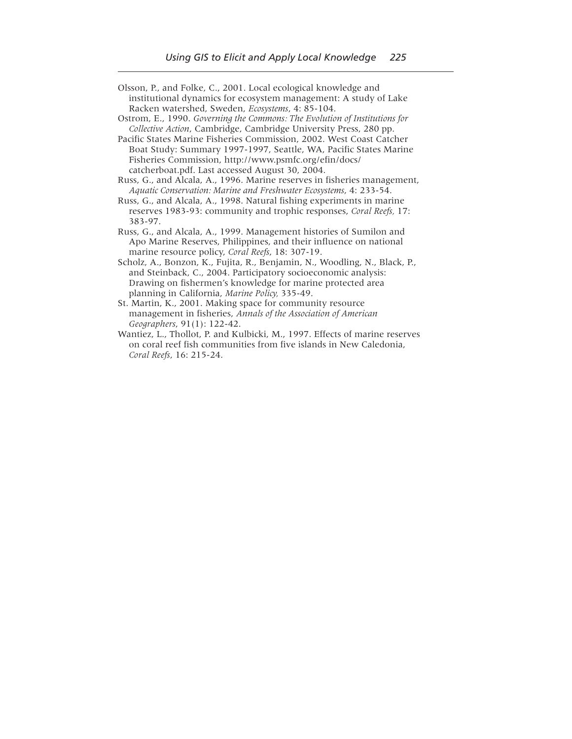Olsson, P., and Folke, C., 2001. Local ecological knowledge and institutional dynamics for ecosystem management: A study of Lake Racken watershed, Sweden, *Ecosystems*, 4: 85-104.

Ostrom, E., 1990. *Governing the Commons: The Evolution of Institutions for Collective Action*, Cambridge, Cambridge University Press, 280 pp.

Pacific States Marine Fisheries Commission, 2002. West Coast Catcher Boat Study: Summary 1997-1997, Seattle, WA, Pacific States Marine Fisheries Commission, http://www.psmfc.org/efin/docs/catcherboat.pdf. Last accessed August 30, 2004.

Russ, G., and Alcala, A., 1996. Marine reserves in fisheries management, *Aquatic Conservation: Marine and Freshwater Ecosystems*, 4: 233-54.

Russ, G., and Alcala, A., 1998. Natural fishing experiments in marine reserves 1983-93: community and trophic responses, *Coral Reefs*, 17: 383-97.

Russ, G., and Alcala, A., 1999. Management histories of Sumilon and Apo Marine Reserves, Philippines, and their influence on national marine resource policy, *Coral Reefs*, 18: 307-19.

Scholz, A., Bonzon, K., Fujita, R., Benjamin, N., Woodling, N., Black, P., and Steinback, C., 2004. Participatory socioeconomic analysis: Drawing on fishermen's knowledge for marine protected area planning in California, *Marine Policy*, 335-49.

St. Martin, K., 2001. Making space for community resource management in fisheries, *Annals of the Association of American Geographers*, 91(1): 122-42.

Wantiez, L., Thollot, P. and Kulbicki, M., 1997. Effects of marine reserves on coral reef fish communities from five islands in New Caledonia, *Coral Reefs*, 16: 215-24.